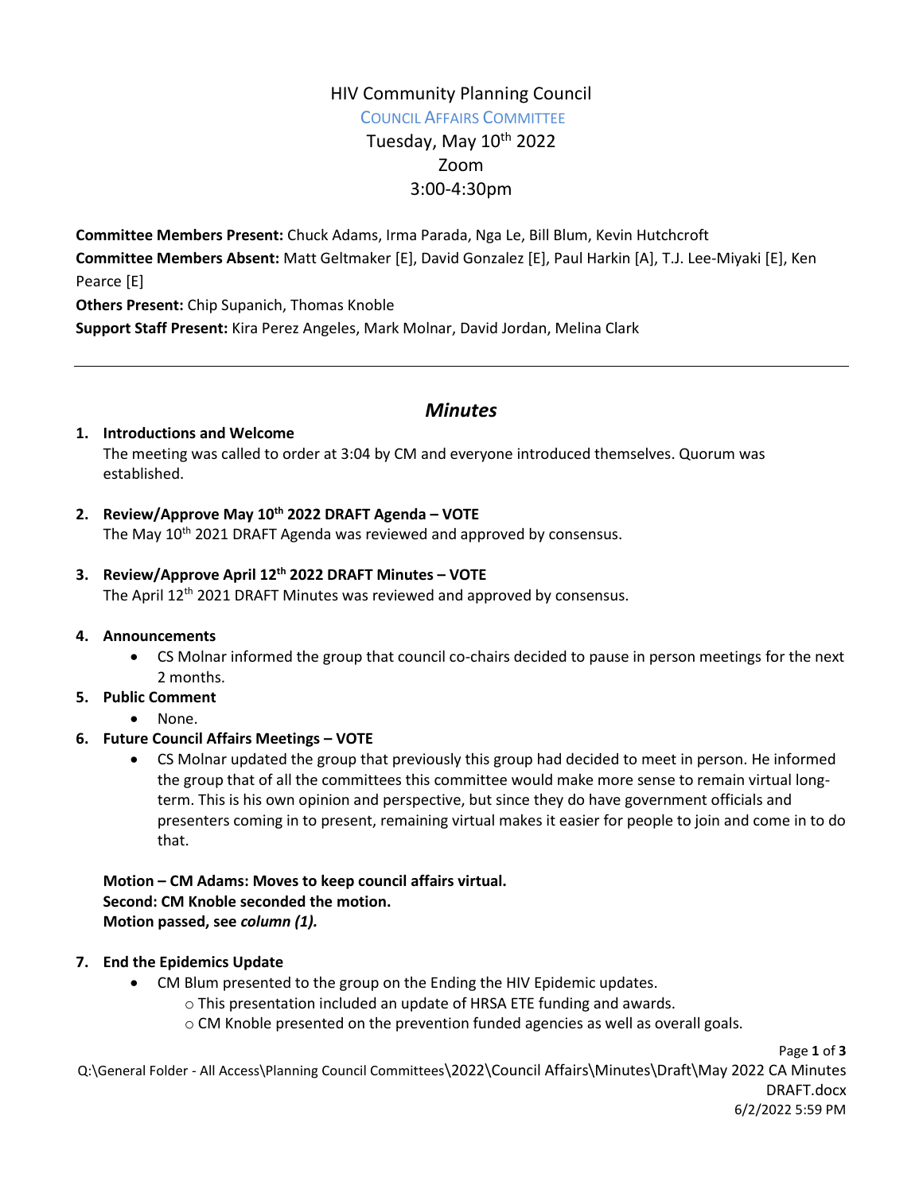# HIV Community Planning Council

## COUNCIL AFFAIRS COMMITTEE

Tuesday, May 10th 2022
Zoom
3:00-4:30pm

**Committee Members Present:** Chuck Adams, Irma Parada, Nga Le, Bill Blum, Kevin Hutchcroft
**Committee Members Absent:** Matt Geltmaker [E], David Gonzalez [E], Paul Harkin [A], T.J. Lee-Miyaki [E], Ken Pearce [E]
**Others Present:** Chip Supanich, Thomas Knoble
**Support Staff Present:** Kira Perez Angeles, Mark Molnar, David Jordan, Melina Clark

---

## *Minutes*

1. **Introductions and Welcome**
   The meeting was called to order at 3:04 by CM and everyone introduced themselves. Quorum was established.

2. **Review/Approve May 10th 2022 DRAFT Agenda – VOTE**
   The May 10th 2021 DRAFT Agenda was reviewed and approved by consensus.

3. **Review/Approve April 12th 2022 DRAFT Minutes – VOTE**
   The April 12th 2021 DRAFT Minutes was reviewed and approved by consensus.

4. **Announcements**
   - CS Molnar informed the group that council co-chairs decided to pause in person meetings for the next 2 months.

5. **Public Comment**
   - None.

6. **Future Council Affairs Meetings – VOTE**
   - CS Molnar updated the group that previously this group had decided to meet in person. He informed the group that of all the committees this committee would make more sense to remain virtual long-term. This is his own opinion and perspective, but since they do have government officials and presenters coming in to present, remaining virtual makes it easier for people to join and come in to do that.

   **Motion – CM Adams: Moves to keep council affairs virtual.**
   **Second: CM Knoble seconded the motion.**
   **Motion passed, see *column (1).***

7. **End the Epidemics Update**
   - CM Blum presented to the group on the Ending the HIV Epidemic updates.
     - This presentation included an update of HRSA ETE funding and awards.
     - CM Knoble presented on the prevention funded agencies as well as overall goals.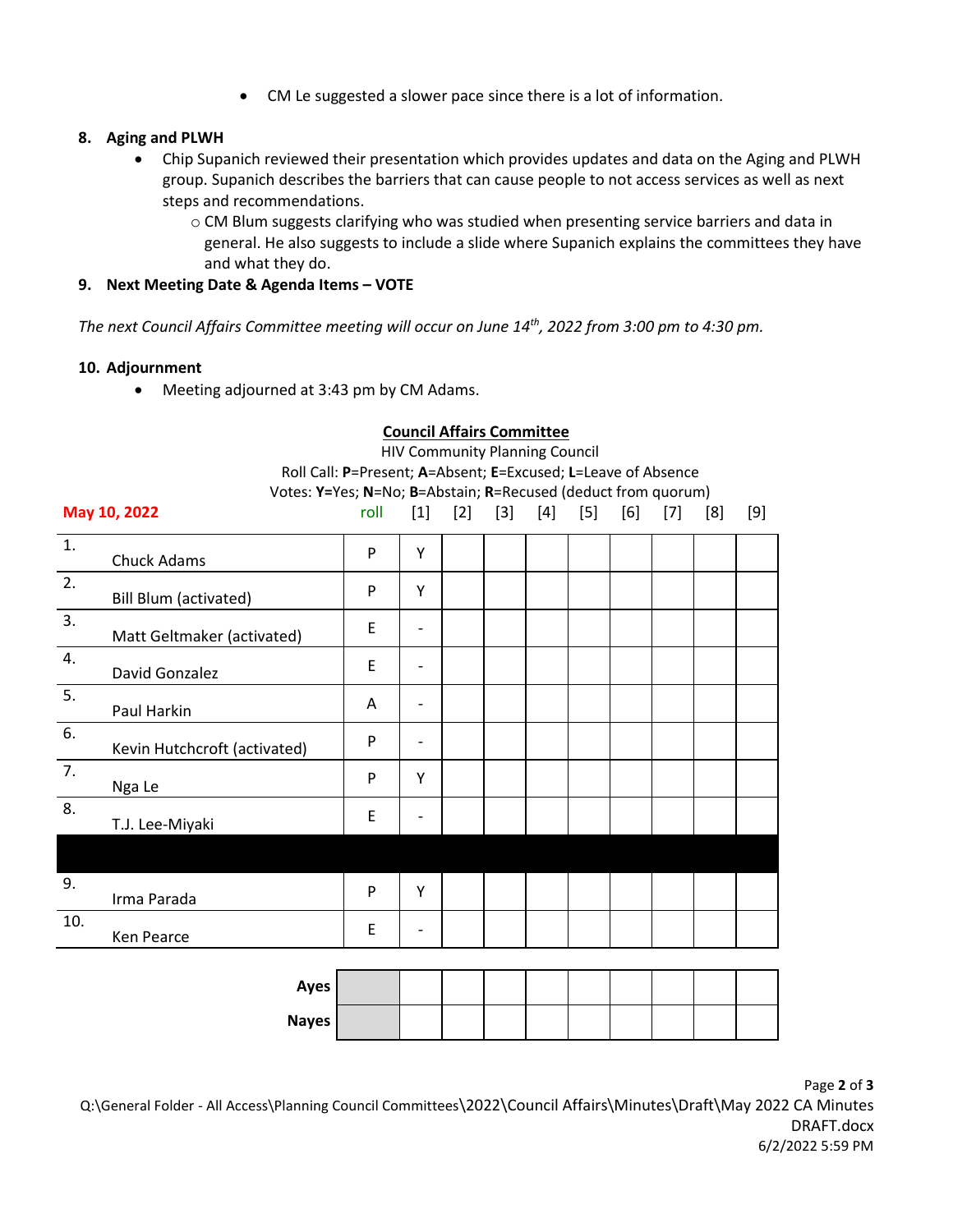- CM Le suggested a slower pace since there is a lot of information.

**8. Aging and PLWH**

- Chip Supanich reviewed their presentation which provides updates and data on the Aging and PLWH group. Supanich describes the barriers that can cause people to not access services as well as next steps and recommendations.
  - CM Blum suggests clarifying who was studied when presenting service barriers and data in general. He also suggests to include a slide where Supanich explains the committees they have and what they do.

**9. Next Meeting Date & Agenda Items – VOTE**

*The next Council Affairs Committee meeting will occur on June 14th, 2022 from 3:00 pm to 4:30 pm.*

**10. Adjournment**

- Meeting adjourned at 3:43 pm by CM Adams.

**Council Affairs Committee**

HIV Community Planning Council

Roll Call: **P**=Present; **A**=Absent; **E**=Excused; **L**=Leave of Absence

Votes: **Y**=Yes; **N**=No; **B**=Abstain; **R**=Recused (deduct from quorum)

| May 10, 2022 | roll | [1] | [2] | [3] | [4] | [5] | [6] | [7] | [8] | [9] |
|---|---|---|---|---|---|---|---|---|---|---|
| 1. Chuck Adams | P | Y | | | | | | | | |
| 2. Bill Blum (activated) | P | Y | | | | | | | | |
| 3. Matt Geltmaker (activated) | E | - | | | | | | | | |
| 4. David Gonzalez | E | - | | | | | | | | |
| 5. Paul Harkin | A | - | | | | | | | | |
| 6. Kevin Hutchcroft (activated) | P | - | | | | | | | | |
| 7. Nga Le | P | Y | | | | | | | | |
| 8. T.J. Lee-Miyaki | E | - | | | | | | | | |
| | | | | | | | | | | |
| 9. Irma Parada | P | Y | | | | | | | | |
| 10. Ken Pearce | E | - | | | | | | | | |
| **Ayes** | | | | | | | | | | |
| **Nayes** | | | | | | | | | | |

Q:\General Folder - All Access\Planning Council Committees\2022\Council Affairs\Minutes\Draft\May 2022 CA Minutes DRAFT.docx
6/2/2022 5:59 PM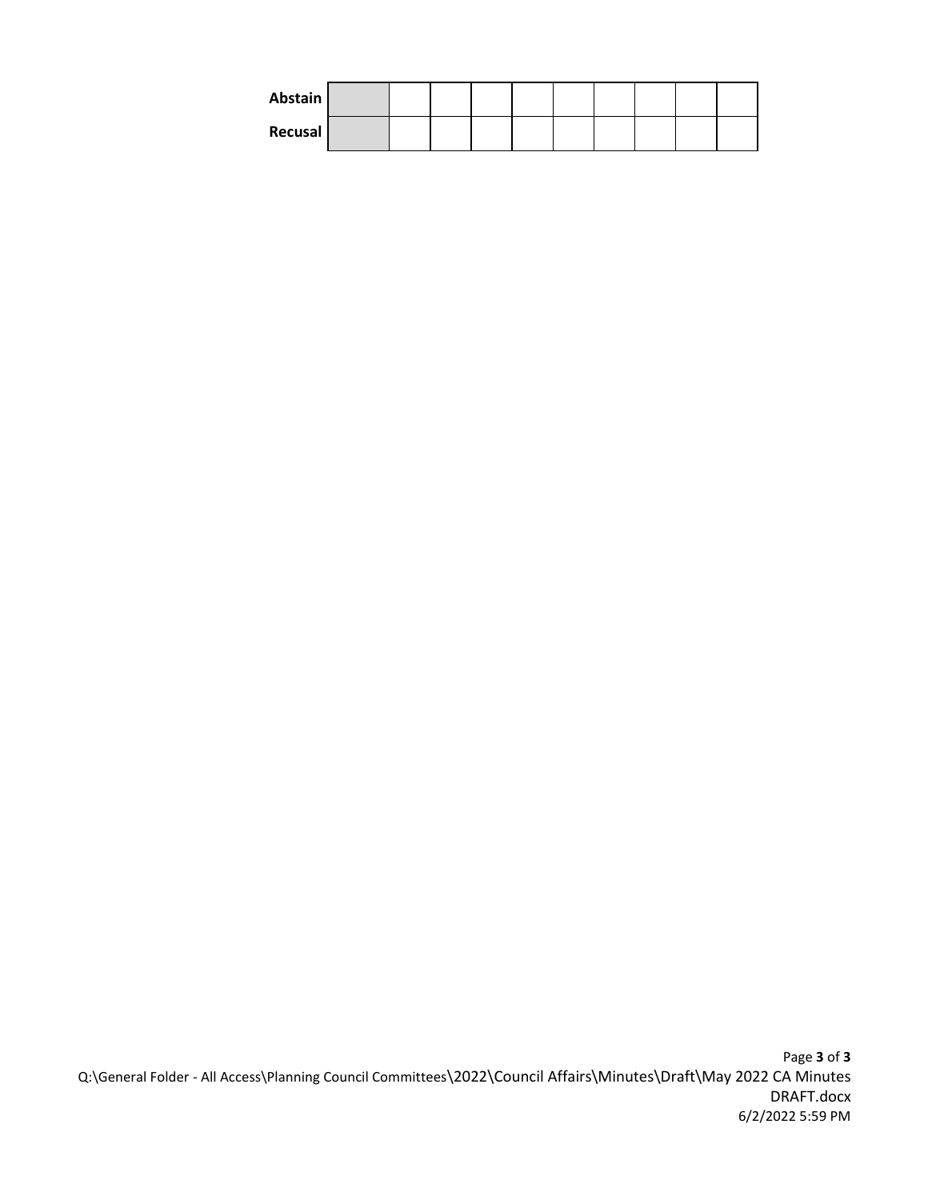| | | | | | | | | | |
|---|---|---|---|---|---|---|---|---|---|
| **Abstain** | | | | | | | | | |
| **Recusal** | | | | | | | | | |

Q:\General Folder - All Access\Planning Council Committees\2022\Council Affairs\Minutes\Draft\May 2022 CA Minutes DRAFT.docx
6/2/2022 5:59 PM